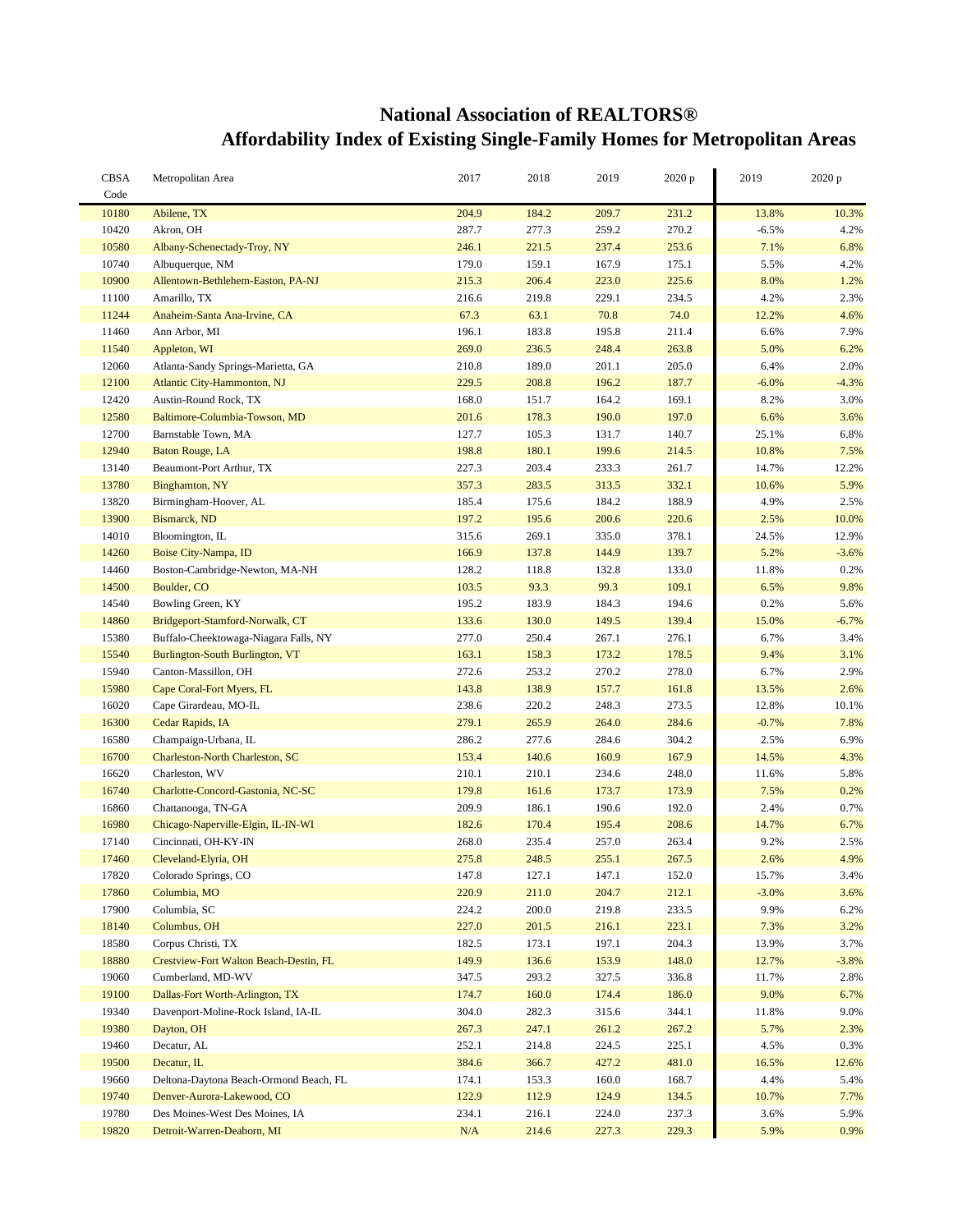# National Association of REALTORS®
## Affordability Index of Existing Single-Family Homes for Metropolitan Areas

| CBSA Code | Metropolitan Area | 2017 | 2018 | 2019 | 2020 p | 2019 | 2020 p |
|---|---|---|---|---|---|---|---|
| 10180 | Abilene, TX | 204.9 | 184.2 | 209.7 | 231.2 | 13.8% | 10.3% |
| 10420 | Akron, OH | 287.7 | 277.3 | 259.2 | 270.2 | -6.5% | 4.2% |
| 10580 | Albany-Schenectady-Troy, NY | 246.1 | 221.5 | 237.4 | 253.6 | 7.1% | 6.8% |
| 10740 | Albuquerque, NM | 179.0 | 159.1 | 167.9 | 175.1 | 5.5% | 4.2% |
| 10900 | Allentown-Bethlehem-Easton, PA-NJ | 215.3 | 206.4 | 223.0 | 225.6 | 8.0% | 1.2% |
| 11100 | Amarillo, TX | 216.6 | 219.8 | 229.1 | 234.5 | 4.2% | 2.3% |
| 11244 | Anaheim-Santa Ana-Irvine, CA | 67.3 | 63.1 | 70.8 | 74.0 | 12.2% | 4.6% |
| 11460 | Ann Arbor, MI | 196.1 | 183.8 | 195.8 | 211.4 | 6.6% | 7.9% |
| 11540 | Appleton, WI | 269.0 | 236.5 | 248.4 | 263.8 | 5.0% | 6.2% |
| 12060 | Atlanta-Sandy Springs-Marietta, GA | 210.8 | 189.0 | 201.1 | 205.0 | 6.4% | 2.0% |
| 12100 | Atlantic City-Hammonton, NJ | 229.5 | 208.8 | 196.2 | 187.7 | -6.0% | -4.3% |
| 12420 | Austin-Round Rock, TX | 168.0 | 151.7 | 164.2 | 169.1 | 8.2% | 3.0% |
| 12580 | Baltimore-Columbia-Towson, MD | 201.6 | 178.3 | 190.0 | 197.0 | 6.6% | 3.6% |
| 12700 | Barnstable Town, MA | 127.7 | 105.3 | 131.7 | 140.7 | 25.1% | 6.8% |
| 12940 | Baton Rouge, LA | 198.8 | 180.1 | 199.6 | 214.5 | 10.8% | 7.5% |
| 13140 | Beaumont-Port Arthur, TX | 227.3 | 203.4 | 233.3 | 261.7 | 14.7% | 12.2% |
| 13780 | Binghamton, NY | 357.3 | 283.5 | 313.5 | 332.1 | 10.6% | 5.9% |
| 13820 | Birmingham-Hoover, AL | 185.4 | 175.6 | 184.2 | 188.9 | 4.9% | 2.5% |
| 13900 | Bismarck, ND | 197.2 | 195.6 | 200.6 | 220.6 | 2.5% | 10.0% |
| 14010 | Bloomington, IL | 315.6 | 269.1 | 335.0 | 378.1 | 24.5% | 12.9% |
| 14260 | Boise City-Nampa, ID | 166.9 | 137.8 | 144.9 | 139.7 | 5.2% | -3.6% |
| 14460 | Boston-Cambridge-Newton, MA-NH | 128.2 | 118.8 | 132.8 | 133.0 | 11.8% | 0.2% |
| 14500 | Boulder, CO | 103.5 | 93.3 | 99.3 | 109.1 | 6.5% | 9.8% |
| 14540 | Bowling Green, KY | 195.2 | 183.9 | 184.3 | 194.6 | 0.2% | 5.6% |
| 14860 | Bridgeport-Stamford-Norwalk, CT | 133.6 | 130.0 | 149.5 | 139.4 | 15.0% | -6.7% |
| 15380 | Buffalo-Cheektowaga-Niagara Falls, NY | 277.0 | 250.4 | 267.1 | 276.1 | 6.7% | 3.4% |
| 15540 | Burlington-South Burlington, VT | 163.1 | 158.3 | 173.2 | 178.5 | 9.4% | 3.1% |
| 15940 | Canton-Massillon, OH | 272.6 | 253.2 | 270.2 | 278.0 | 6.7% | 2.9% |
| 15980 | Cape Coral-Fort Myers, FL | 143.8 | 138.9 | 157.7 | 161.8 | 13.5% | 2.6% |
| 16020 | Cape Girardeau, MO-IL | 238.6 | 220.2 | 248.3 | 273.5 | 12.8% | 10.1% |
| 16300 | Cedar Rapids, IA | 279.1 | 265.9 | 264.0 | 284.6 | -0.7% | 7.8% |
| 16580 | Champaign-Urbana, IL | 286.2 | 277.6 | 284.6 | 304.2 | 2.5% | 6.9% |
| 16700 | Charleston-North Charleston, SC | 153.4 | 140.6 | 160.9 | 167.9 | 14.5% | 4.3% |
| 16620 | Charleston, WV | 210.1 | 210.1 | 234.6 | 248.0 | 11.6% | 5.8% |
| 16740 | Charlotte-Concord-Gastonia, NC-SC | 179.8 | 161.6 | 173.7 | 173.9 | 7.5% | 0.2% |
| 16860 | Chattanooga, TN-GA | 209.9 | 186.1 | 190.6 | 192.0 | 2.4% | 0.7% |
| 16980 | Chicago-Naperville-Elgin, IL-IN-WI | 182.6 | 170.4 | 195.4 | 208.6 | 14.7% | 6.7% |
| 17140 | Cincinnati, OH-KY-IN | 268.0 | 235.4 | 257.0 | 263.4 | 9.2% | 2.5% |
| 17460 | Cleveland-Elyria, OH | 275.8 | 248.5 | 255.1 | 267.5 | 2.6% | 4.9% |
| 17820 | Colorado Springs, CO | 147.8 | 127.1 | 147.1 | 152.0 | 15.7% | 3.4% |
| 17860 | Columbia, MO | 220.9 | 211.0 | 204.7 | 212.1 | -3.0% | 3.6% |
| 17900 | Columbia, SC | 224.2 | 200.0 | 219.8 | 233.5 | 9.9% | 6.2% |
| 18140 | Columbus, OH | 227.0 | 201.5 | 216.1 | 223.1 | 7.3% | 3.2% |
| 18580 | Corpus Christi, TX | 182.5 | 173.1 | 197.1 | 204.3 | 13.9% | 3.7% |
| 18880 | Crestview-Fort Walton Beach-Destin, FL | 149.9 | 136.6 | 153.9 | 148.0 | 12.7% | -3.8% |
| 19060 | Cumberland, MD-WV | 347.5 | 293.2 | 327.5 | 336.8 | 11.7% | 2.8% |
| 19100 | Dallas-Fort Worth-Arlington, TX | 174.7 | 160.0 | 174.4 | 186.0 | 9.0% | 6.7% |
| 19340 | Davenport-Moline-Rock Island, IA-IL | 304.0 | 282.3 | 315.6 | 344.1 | 11.8% | 9.0% |
| 19380 | Dayton, OH | 267.3 | 247.1 | 261.2 | 267.2 | 5.7% | 2.3% |
| 19460 | Decatur, AL | 252.1 | 214.8 | 224.5 | 225.1 | 4.5% | 0.3% |
| 19500 | Decatur, IL | 384.6 | 366.7 | 427.2 | 481.0 | 16.5% | 12.6% |
| 19660 | Deltona-Daytona Beach-Ormond Beach, FL | 174.1 | 153.3 | 160.0 | 168.7 | 4.4% | 5.4% |
| 19740 | Denver-Aurora-Lakewood, CO | 122.9 | 112.9 | 124.9 | 134.5 | 10.7% | 7.7% |
| 19780 | Des Moines-West Des Moines, IA | 234.1 | 216.1 | 224.0 | 237.3 | 3.6% | 5.9% |
| 19820 | Detroit-Warren-Deaborn, MI | N/A | 214.6 | 227.3 | 229.3 | 5.9% | 0.9% |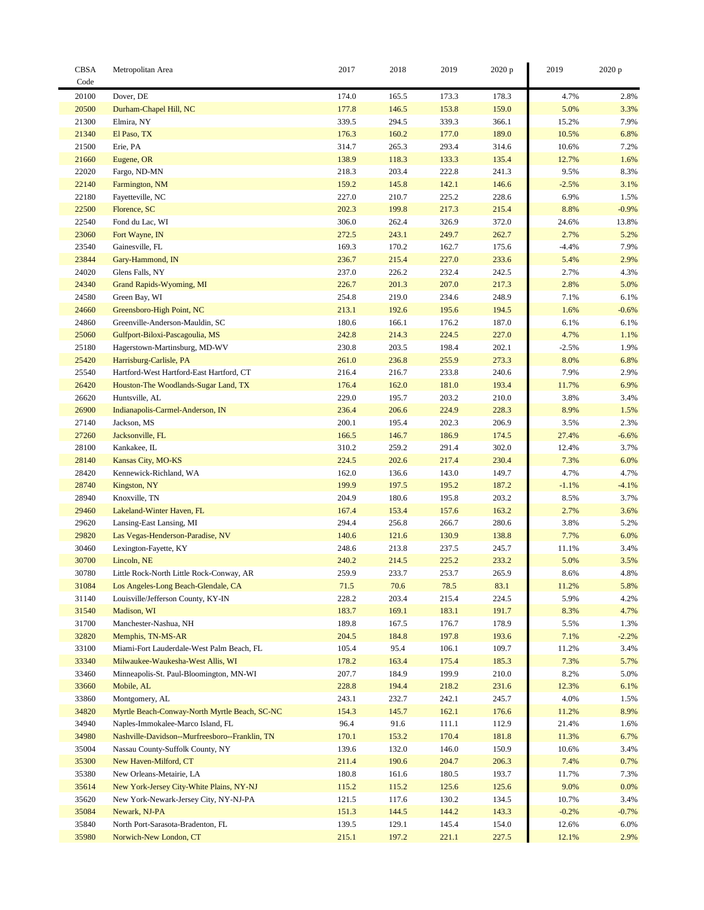| CBSA Code | Metropolitan Area | 2017 | 2018 | 2019 | 2020 p | 2019 | 2020 p |
|---|---|---|---|---|---|---|---|
| 20100 | Dover, DE | 174.0 | 165.5 | 173.3 | 178.3 | 4.7% | 2.8% |
| 20500 | Durham-Chapel Hill, NC | 177.8 | 146.5 | 153.8 | 159.0 | 5.0% | 3.3% |
| 21300 | Elmira, NY | 339.5 | 294.5 | 339.3 | 366.1 | 15.2% | 7.9% |
| 21340 | El Paso, TX | 176.3 | 160.2 | 177.0 | 189.0 | 10.5% | 6.8% |
| 21500 | Erie, PA | 314.7 | 265.3 | 293.4 | 314.6 | 10.6% | 7.2% |
| 21660 | Eugene, OR | 138.9 | 118.3 | 133.3 | 135.4 | 12.7% | 1.6% |
| 22020 | Fargo, ND-MN | 218.3 | 203.4 | 222.8 | 241.3 | 9.5% | 8.3% |
| 22140 | Farmington, NM | 159.2 | 145.8 | 142.1 | 146.6 | -2.5% | 3.1% |
| 22180 | Fayetteville, NC | 227.0 | 210.7 | 225.2 | 228.6 | 6.9% | 1.5% |
| 22500 | Florence, SC | 202.3 | 199.8 | 217.3 | 215.4 | 8.8% | -0.9% |
| 22540 | Fond du Lac, WI | 306.0 | 262.4 | 326.9 | 372.0 | 24.6% | 13.8% |
| 23060 | Fort Wayne, IN | 272.5 | 243.1 | 249.7 | 262.7 | 2.7% | 5.2% |
| 23540 | Gainesville, FL | 169.3 | 170.2 | 162.7 | 175.6 | -4.4% | 7.9% |
| 23844 | Gary-Hammond, IN | 236.7 | 215.4 | 227.0 | 233.6 | 5.4% | 2.9% |
| 24020 | Glens Falls, NY | 237.0 | 226.2 | 232.4 | 242.5 | 2.7% | 4.3% |
| 24340 | Grand Rapids-Wyoming, MI | 226.7 | 201.3 | 207.0 | 217.3 | 2.8% | 5.0% |
| 24580 | Green Bay, WI | 254.8 | 219.0 | 234.6 | 248.9 | 7.1% | 6.1% |
| 24660 | Greensboro-High Point, NC | 213.1 | 192.6 | 195.6 | 194.5 | 1.6% | -0.6% |
| 24860 | Greenville-Anderson-Mauldin, SC | 180.6 | 166.1 | 176.2 | 187.0 | 6.1% | 6.1% |
| 25060 | Gulfport-Biloxi-Pascagoulia, MS | 242.8 | 214.3 | 224.5 | 227.0 | 4.7% | 1.1% |
| 25180 | Hagerstown-Martinsburg, MD-WV | 230.8 | 203.5 | 198.4 | 202.1 | -2.5% | 1.9% |
| 25420 | Harrisburg-Carlisle, PA | 261.0 | 236.8 | 255.9 | 273.3 | 8.0% | 6.8% |
| 25540 | Hartford-West Hartford-East Hartford, CT | 216.4 | 216.7 | 233.8 | 240.6 | 7.9% | 2.9% |
| 26420 | Houston-The Woodlands-Sugar Land, TX | 176.4 | 162.0 | 181.0 | 193.4 | 11.7% | 6.9% |
| 26620 | Huntsville, AL | 229.0 | 195.7 | 203.2 | 210.0 | 3.8% | 3.4% |
| 26900 | Indianapolis-Carmel-Anderson, IN | 236.4 | 206.6 | 224.9 | 228.3 | 8.9% | 1.5% |
| 27140 | Jackson, MS | 200.1 | 195.4 | 202.3 | 206.9 | 3.5% | 2.3% |
| 27260 | Jacksonville, FL | 166.5 | 146.7 | 186.9 | 174.5 | 27.4% | -6.6% |
| 28100 | Kankakee, IL | 310.2 | 259.2 | 291.4 | 302.0 | 12.4% | 3.7% |
| 28140 | Kansas City, MO-KS | 224.5 | 202.6 | 217.4 | 230.4 | 7.3% | 6.0% |
| 28420 | Kennewick-Richland, WA | 162.0 | 136.6 | 143.0 | 149.7 | 4.7% | 4.7% |
| 28740 | Kingston, NY | 199.9 | 197.5 | 195.2 | 187.2 | -1.1% | -4.1% |
| 28940 | Knoxville, TN | 204.9 | 180.6 | 195.8 | 203.2 | 8.5% | 3.7% |
| 29460 | Lakeland-Winter Haven, FL | 167.4 | 153.4 | 157.6 | 163.2 | 2.7% | 3.6% |
| 29620 | Lansing-East Lansing, MI | 294.4 | 256.8 | 266.7 | 280.6 | 3.8% | 5.2% |
| 29820 | Las Vegas-Henderson-Paradise, NV | 140.6 | 121.6 | 130.9 | 138.8 | 7.7% | 6.0% |
| 30460 | Lexington-Fayette, KY | 248.6 | 213.8 | 237.5 | 245.7 | 11.1% | 3.4% |
| 30700 | Lincoln, NE | 240.2 | 214.5 | 225.2 | 233.2 | 5.0% | 3.5% |
| 30780 | Little Rock-North Little Rock-Conway, AR | 259.9 | 233.7 | 253.7 | 265.9 | 8.6% | 4.8% |
| 31084 | Los Angeles-Long Beach-Glendale, CA | 71.5 | 70.6 | 78.5 | 83.1 | 11.2% | 5.8% |
| 31140 | Louisville/Jefferson County, KY-IN | 228.2 | 203.4 | 215.4 | 224.5 | 5.9% | 4.2% |
| 31540 | Madison, WI | 183.7 | 169.1 | 183.1 | 191.7 | 8.3% | 4.7% |
| 31700 | Manchester-Nashua, NH | 189.8 | 167.5 | 176.7 | 178.9 | 5.5% | 1.3% |
| 32820 | Memphis, TN-MS-AR | 204.5 | 184.8 | 197.8 | 193.6 | 7.1% | -2.2% |
| 33100 | Miami-Fort Lauderdale-West Palm Beach, FL | 105.4 | 95.4 | 106.1 | 109.7 | 11.2% | 3.4% |
| 33340 | Milwaukee-Waukesha-West Allis, WI | 178.2 | 163.4 | 175.4 | 185.3 | 7.3% | 5.7% |
| 33460 | Minneapolis-St. Paul-Bloomington, MN-WI | 207.7 | 184.9 | 199.9 | 210.0 | 8.2% | 5.0% |
| 33660 | Mobile, AL | 228.8 | 194.4 | 218.2 | 231.6 | 12.3% | 6.1% |
| 33860 | Montgomery, AL | 243.1 | 232.7 | 242.1 | 245.7 | 4.0% | 1.5% |
| 34820 | Myrtle Beach-Conway-North Myrtle Beach, SC-NC | 154.3 | 145.7 | 162.1 | 176.6 | 11.2% | 8.9% |
| 34940 | Naples-Immokalee-Marco Island, FL | 96.4 | 91.6 | 111.1 | 112.9 | 21.4% | 1.6% |
| 34980 | Nashville-Davidson--Murfreesboro--Franklin, TN | 170.1 | 153.2 | 170.4 | 181.8 | 11.3% | 6.7% |
| 35004 | Nassau County-Suffolk County, NY | 139.6 | 132.0 | 146.0 | 150.9 | 10.6% | 3.4% |
| 35300 | New Haven-Milford, CT | 211.4 | 190.6 | 204.7 | 206.3 | 7.4% | 0.7% |
| 35380 | New Orleans-Metairie, LA | 180.8 | 161.6 | 180.5 | 193.7 | 11.7% | 7.3% |
| 35614 | New York-Jersey City-White Plains, NY-NJ | 115.2 | 115.2 | 125.6 | 125.6 | 9.0% | 0.0% |
| 35620 | New York-Newark-Jersey City, NY-NJ-PA | 121.5 | 117.6 | 130.2 | 134.5 | 10.7% | 3.4% |
| 35084 | Newark, NJ-PA | 151.3 | 144.5 | 144.2 | 143.3 | -0.2% | -0.7% |
| 35840 | North Port-Sarasota-Bradenton, FL | 139.5 | 129.1 | 145.4 | 154.0 | 12.6% | 6.0% |
| 35980 | Norwich-New London, CT | 215.1 | 197.2 | 221.1 | 227.5 | 12.1% | 2.9% |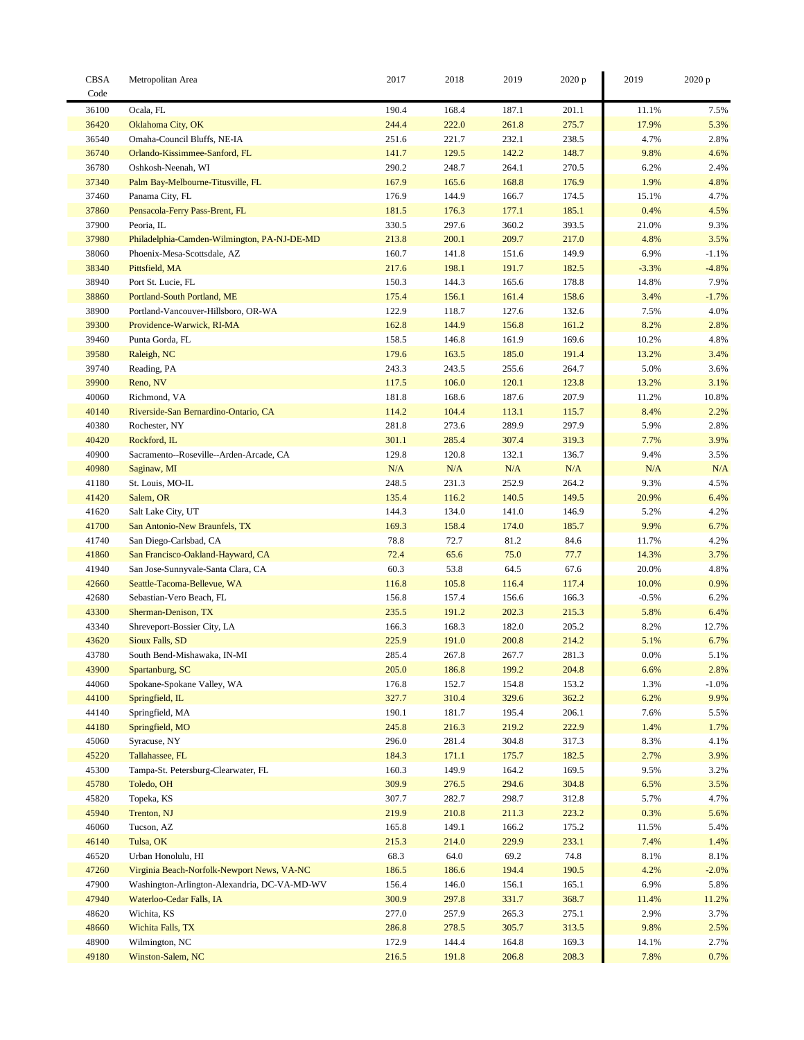| CBSA Code | Metropolitan Area | 2017 | 2018 | 2019 | 2020 p | 2019 | 2020 p |
|---|---|---|---|---|---|---|---|
| 36100 | Ocala, FL | 190.4 | 168.4 | 187.1 | 201.1 | 11.1% | 7.5% |
| 36420 | Oklahoma City, OK | 244.4 | 222.0 | 261.8 | 275.7 | 17.9% | 5.3% |
| 36540 | Omaha-Council Bluffs, NE-IA | 251.6 | 221.7 | 232.1 | 238.5 | 4.7% | 2.8% |
| 36740 | Orlando-Kissimmee-Sanford, FL | 141.7 | 129.5 | 142.2 | 148.7 | 9.8% | 4.6% |
| 36780 | Oshkosh-Neenah, WI | 290.2 | 248.7 | 264.1 | 270.5 | 6.2% | 2.4% |
| 37340 | Palm Bay-Melbourne-Titusville, FL | 167.9 | 165.6 | 168.8 | 176.9 | 1.9% | 4.8% |
| 37460 | Panama City, FL | 176.9 | 144.9 | 166.7 | 174.5 | 15.1% | 4.7% |
| 37860 | Pensacola-Ferry Pass-Brent, FL | 181.5 | 176.3 | 177.1 | 185.1 | 0.4% | 4.5% |
| 37900 | Peoria, IL | 330.5 | 297.6 | 360.2 | 393.5 | 21.0% | 9.3% |
| 37980 | Philadelphia-Camden-Wilmington, PA-NJ-DE-MD | 213.8 | 200.1 | 209.7 | 217.0 | 4.8% | 3.5% |
| 38060 | Phoenix-Mesa-Scottsdale, AZ | 160.7 | 141.8 | 151.6 | 149.9 | 6.9% | -1.1% |
| 38340 | Pittsfield, MA | 217.6 | 198.1 | 191.7 | 182.5 | -3.3% | -4.8% |
| 38940 | Port St. Lucie, FL | 150.3 | 144.3 | 165.6 | 178.8 | 14.8% | 7.9% |
| 38860 | Portland-South Portland, ME | 175.4 | 156.1 | 161.4 | 158.6 | 3.4% | -1.7% |
| 38900 | Portland-Vancouver-Hillsboro, OR-WA | 122.9 | 118.7 | 127.6 | 132.6 | 7.5% | 4.0% |
| 39300 | Providence-Warwick, RI-MA | 162.8 | 144.9 | 156.8 | 161.2 | 8.2% | 2.8% |
| 39460 | Punta Gorda, FL | 158.5 | 146.8 | 161.9 | 169.6 | 10.2% | 4.8% |
| 39580 | Raleigh, NC | 179.6 | 163.5 | 185.0 | 191.4 | 13.2% | 3.4% |
| 39740 | Reading, PA | 243.3 | 243.5 | 255.6 | 264.7 | 5.0% | 3.6% |
| 39900 | Reno, NV | 117.5 | 106.0 | 120.1 | 123.8 | 13.2% | 3.1% |
| 40060 | Richmond, VA | 181.8 | 168.6 | 187.6 | 207.9 | 11.2% | 10.8% |
| 40140 | Riverside-San Bernardino-Ontario, CA | 114.2 | 104.4 | 113.1 | 115.7 | 8.4% | 2.2% |
| 40380 | Rochester, NY | 281.8 | 273.6 | 289.9 | 297.9 | 5.9% | 2.8% |
| 40420 | Rockford, IL | 301.1 | 285.4 | 307.4 | 319.3 | 7.7% | 3.9% |
| 40900 | Sacramento--Roseville--Arden-Arcade, CA | 129.8 | 120.8 | 132.1 | 136.7 | 9.4% | 3.5% |
| 40980 | Saginaw, MI | N/A | N/A | N/A | N/A | N/A | N/A |
| 41180 | St. Louis, MO-IL | 248.5 | 231.3 | 252.9 | 264.2 | 9.3% | 4.5% |
| 41420 | Salem, OR | 135.4 | 116.2 | 140.5 | 149.5 | 20.9% | 6.4% |
| 41620 | Salt Lake City, UT | 144.3 | 134.0 | 141.0 | 146.9 | 5.2% | 4.2% |
| 41700 | San Antonio-New Braunfels, TX | 169.3 | 158.4 | 174.0 | 185.7 | 9.9% | 6.7% |
| 41740 | San Diego-Carlsbad, CA | 78.8 | 72.7 | 81.2 | 84.6 | 11.7% | 4.2% |
| 41860 | San Francisco-Oakland-Hayward, CA | 72.4 | 65.6 | 75.0 | 77.7 | 14.3% | 3.7% |
| 41940 | San Jose-Sunnyvale-Santa Clara, CA | 60.3 | 53.8 | 64.5 | 67.6 | 20.0% | 4.8% |
| 42660 | Seattle-Tacoma-Bellevue, WA | 116.8 | 105.8 | 116.4 | 117.4 | 10.0% | 0.9% |
| 42680 | Sebastian-Vero Beach, FL | 156.8 | 157.4 | 156.6 | 166.3 | -0.5% | 6.2% |
| 43300 | Sherman-Denison, TX | 235.5 | 191.2 | 202.3 | 215.3 | 5.8% | 6.4% |
| 43340 | Shreveport-Bossier City, LA | 166.3 | 168.3 | 182.0 | 205.2 | 8.2% | 12.7% |
| 43620 | Sioux Falls, SD | 225.9 | 191.0 | 200.8 | 214.2 | 5.1% | 6.7% |
| 43780 | South Bend-Mishawaka, IN-MI | 285.4 | 267.8 | 267.7 | 281.3 | 0.0% | 5.1% |
| 43900 | Spartanburg, SC | 205.0 | 186.8 | 199.2 | 204.8 | 6.6% | 2.8% |
| 44060 | Spokane-Spokane Valley, WA | 176.8 | 152.7 | 154.8 | 153.2 | 1.3% | -1.0% |
| 44100 | Springfield, IL | 327.7 | 310.4 | 329.6 | 362.2 | 6.2% | 9.9% |
| 44140 | Springfield, MA | 190.1 | 181.7 | 195.4 | 206.1 | 7.6% | 5.5% |
| 44180 | Springfield, MO | 245.8 | 216.3 | 219.2 | 222.9 | 1.4% | 1.7% |
| 45060 | Syracuse, NY | 296.0 | 281.4 | 304.8 | 317.3 | 8.3% | 4.1% |
| 45220 | Tallahassee, FL | 184.3 | 171.1 | 175.7 | 182.5 | 2.7% | 3.9% |
| 45300 | Tampa-St. Petersburg-Clearwater, FL | 160.3 | 149.9 | 164.2 | 169.5 | 9.5% | 3.2% |
| 45780 | Toledo, OH | 309.9 | 276.5 | 294.6 | 304.8 | 6.5% | 3.5% |
| 45820 | Topeka, KS | 307.7 | 282.7 | 298.7 | 312.8 | 5.7% | 4.7% |
| 45940 | Trenton, NJ | 219.9 | 210.8 | 211.3 | 223.2 | 0.3% | 5.6% |
| 46060 | Tucson, AZ | 165.8 | 149.1 | 166.2 | 175.2 | 11.5% | 5.4% |
| 46140 | Tulsa, OK | 215.3 | 214.0 | 229.9 | 233.1 | 7.4% | 1.4% |
| 46520 | Urban Honolulu, HI | 68.3 | 64.0 | 69.2 | 74.8 | 8.1% | 8.1% |
| 47260 | Virginia Beach-Norfolk-Newport News, VA-NC | 186.5 | 186.6 | 194.4 | 190.5 | 4.2% | -2.0% |
| 47900 | Washington-Arlington-Alexandria, DC-VA-MD-WV | 156.4 | 146.0 | 156.1 | 165.1 | 6.9% | 5.8% |
| 47940 | Waterloo-Cedar Falls, IA | 300.9 | 297.8 | 331.7 | 368.7 | 11.4% | 11.2% |
| 48620 | Wichita, KS | 277.0 | 257.9 | 265.3 | 275.1 | 2.9% | 3.7% |
| 48660 | Wichita Falls, TX | 286.8 | 278.5 | 305.7 | 313.5 | 9.8% | 2.5% |
| 48900 | Wilmington, NC | 172.9 | 144.4 | 164.8 | 169.3 | 14.1% | 2.7% |
| 49180 | Winston-Salem, NC | 216.5 | 191.8 | 206.8 | 208.3 | 7.8% | 0.7% |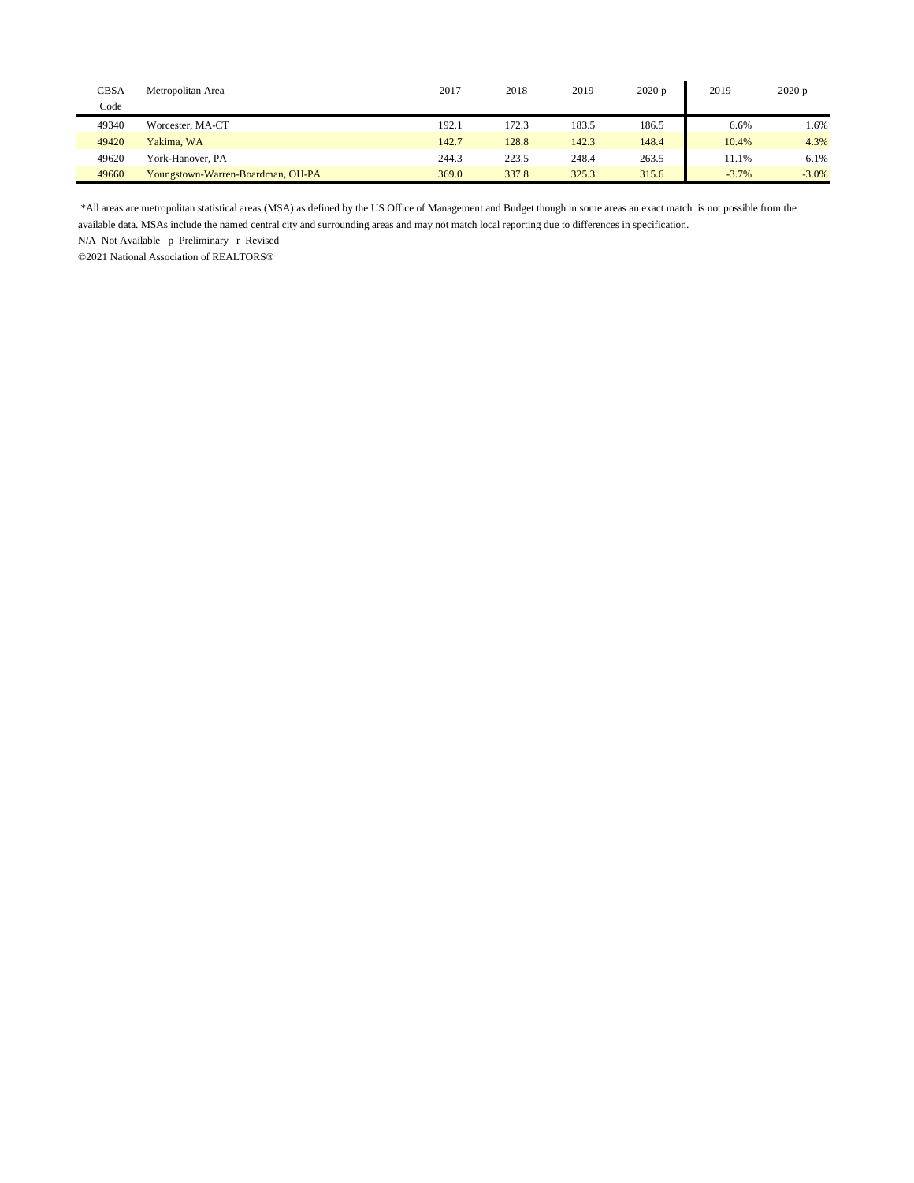| CBSA Code | Metropolitan Area | 2017 | 2018 | 2019 | 2020 p | 2019 | 2020 p |
|---|---|---|---|---|---|---|---|
| 49340 | Worcester, MA-CT | 192.1 | 172.3 | 183.5 | 186.5 | 6.6% | 1.6% |
| 49420 | Yakima, WA | 142.7 | 128.8 | 142.3 | 148.4 | 10.4% | 4.3% |
| 49620 | York-Hanover, PA | 244.3 | 223.5 | 248.4 | 263.5 | 11.1% | 6.1% |
| 49660 | Youngstown-Warren-Boardman, OH-PA | 369.0 | 337.8 | 325.3 | 315.6 | -3.7% | -3.0% |

*All areas are metropolitan statistical areas (MSA) as defined by the US Office of Management and Budget though in some areas an exact match is not possible from the available data. MSAs include the named central city and surrounding areas and may not match local reporting due to differences in specification.

N/A Not Available p Preliminary r Revised

©2021 National Association of REALTORS®